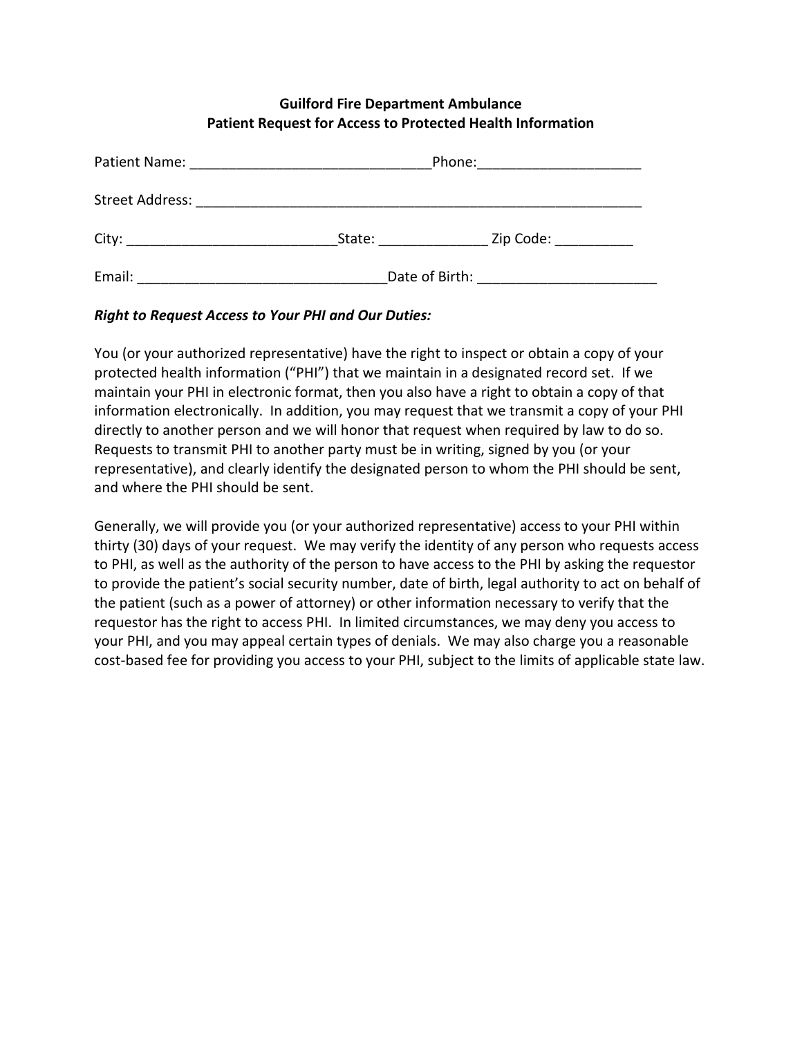**Guilford Fire Department Ambulance**
**Patient Request for Access to Protected Health Information**

Patient Name: ______________________________ Phone: ____________________

Street Address: __________________________________________________________

City: __________________________ State: _____________ Zip Code: __________

Email: _______________________________ Date of Birth: ______________________

***Right to Request Access to Your PHI and Our Duties:***

You (or your authorized representative) have the right to inspect or obtain a copy of your protected health information ("PHI") that we maintain in a designated record set. If we maintain your PHI in electronic format, then you also have a right to obtain a copy of that information electronically. In addition, you may request that we transmit a copy of your PHI directly to another person and we will honor that request when required by law to do so. Requests to transmit PHI to another party must be in writing, signed by you (or your representative), and clearly identify the designated person to whom the PHI should be sent, and where the PHI should be sent.

Generally, we will provide you (or your authorized representative) access to your PHI within thirty (30) days of your request. We may verify the identity of any person who requests access to PHI, as well as the authority of the person to have access to the PHI by asking the requestor to provide the patient's social security number, date of birth, legal authority to act on behalf of the patient (such as a power of attorney) or other information necessary to verify that the requestor has the right to access PHI. In limited circumstances, we may deny you access to your PHI, and you may appeal certain types of denials. We may also charge you a reasonable cost-based fee for providing you access to your PHI, subject to the limits of applicable state law.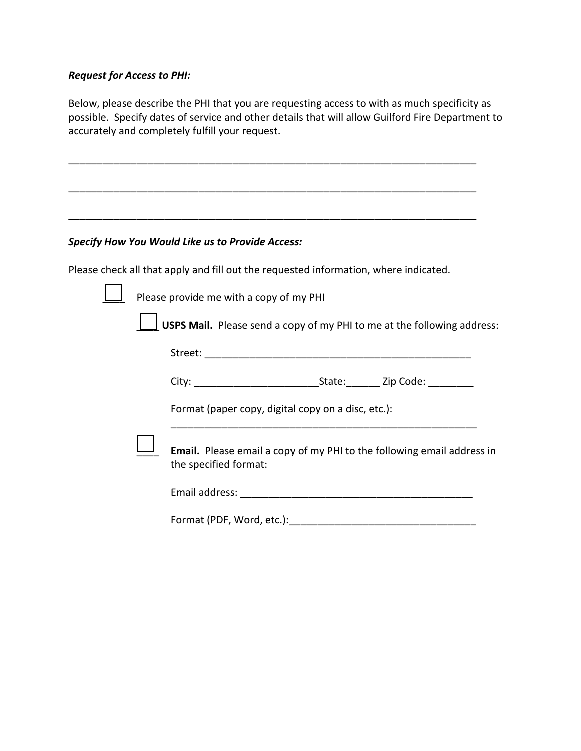***Request for Access to PHI:***

Below, please describe the PHI that you are requesting access to with as much specificity as possible. Specify dates of service and other details that will allow Guilford Fire Department to accurately and completely fulfill your request.

___________________________________________________________________________

___________________________________________________________________________

___________________________________________________________________________

***Specify How You Would Like us to Provide Access:***

Please check all that apply and fill out the requested information, where indicated.

☐ Please provide me with a copy of my PHI

☐ **USPS Mail.** Please send a copy of my PHI to me at the following address:

Street: ________________________________________________

City: ______________________State:______ Zip Code: ________

Format (paper copy, digital copy on a disc, etc.): _______________________________________________________

☐ **Email.** Please email a copy of my PHI to the following email address in the specified format:

Email address: __________________________________________

Format (PDF, Word, etc.):_________________________________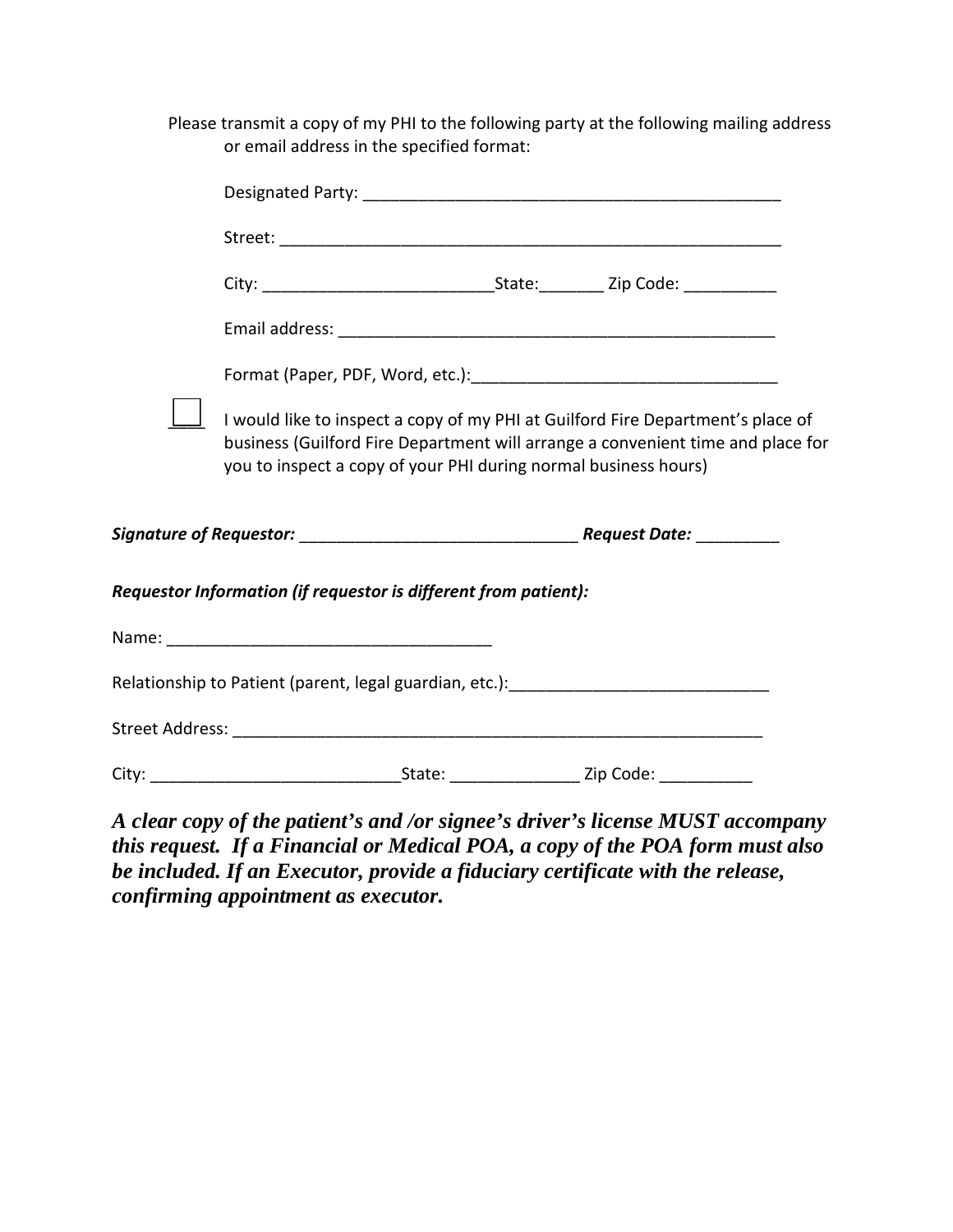Please transmit a copy of my PHI to the following party at the following mailing address or email address in the specified format:

Designated Party: _______________________________________________

Street: _________________________________________________________

City: _________________________State:_______ Zip Code: __________

Email address: __________________________________________________

Format (Paper, PDF, Word, etc.):_________________________________

☐ I would like to inspect a copy of my PHI at Guilford Fire Department's place of business (Guilford Fire Department will arrange a convenient time and place for you to inspect a copy of your PHI during normal business hours)

***Signature of Requestor:*** ______________________________ ***Request Date:*** _________

***Requestor Information (if requestor is different from patient):***

Name: ___________________________________

Relationship to Patient (parent, legal guardian, etc.):___________________________

Street Address: ___________________________________________________________

City: __________________________State: ______________ Zip Code: __________

***A clear copy of the patient's and /or signee's driver's license MUST accompany this request. If a Financial or Medical POA, a copy of the POA form must also be included. If an Executor, provide a fiduciary certificate with the release, confirming appointment as executor.***